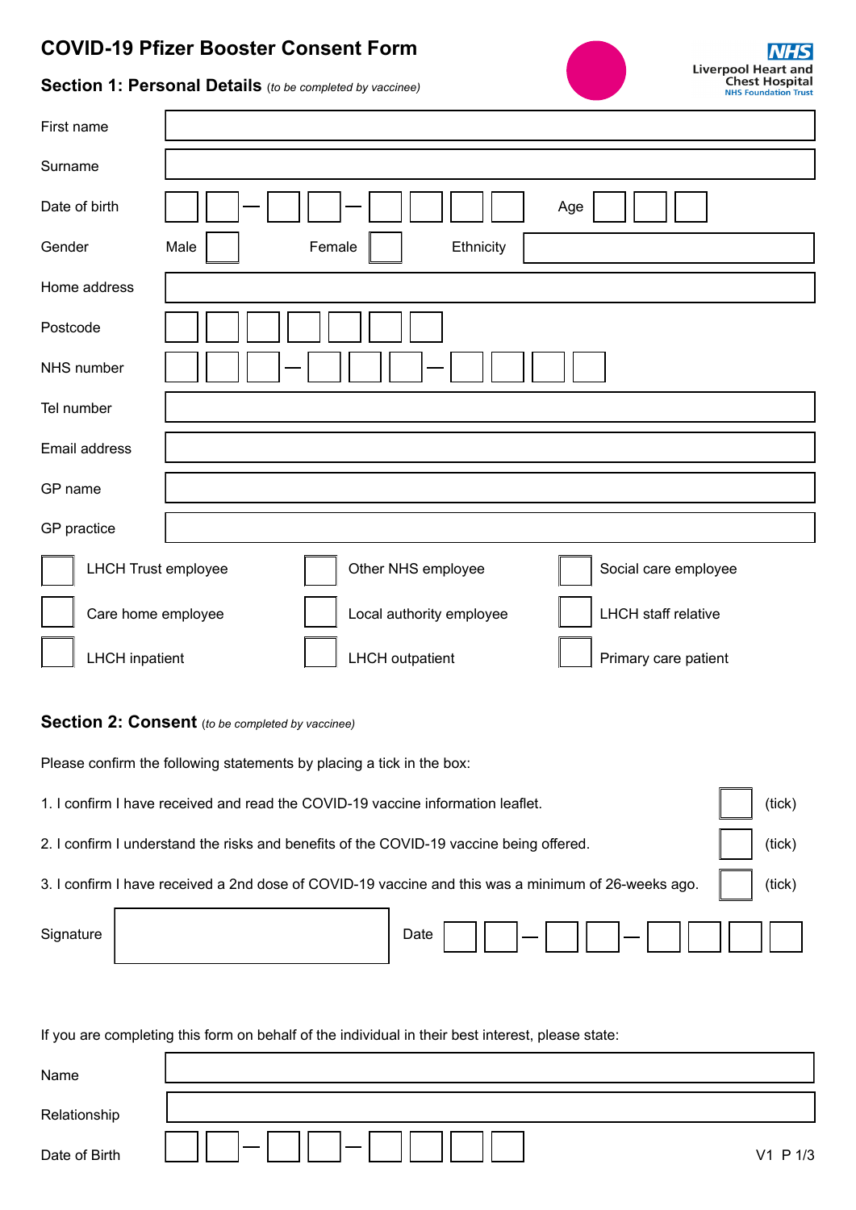# COVID-19 Pfizer Booster Consent Form

Liverpool Heart and Chest Hospital
NHS Foundation Trust

## Section 1: Personal Details *(to be completed by vaccinee)*

First name

Surname

Date of birth ☐☐ – ☐☐ – ☐☐☐☐ Age ☐☐☐

Gender Male ☐ Female ☐ Ethnicity

Home address

Postcode ☐☐☐☐☐☐☐

NHS number ☐☐☐ – ☐☐☐ – ☐☐☐☐

Tel number

Email address

GP name

GP practice

☐ LHCH Trust employee ☐ Other NHS employee ☐ Social care employee

☐ Care home employee ☐ Local authority employee ☐ LHCH staff relative

☐ LHCH inpatient ☐ LHCH outpatient ☐ Primary care patient

## Section 2: Consent *(to be completed by vaccinee)*

Please confirm the following statements by placing a tick in the box:

1. I confirm I have received and read the COVID-19 vaccine information leaflet. ☐ (tick)
2. I confirm I understand the risks and benefits of the COVID-19 vaccine being offered. ☐ (tick)
3. I confirm I have received a 2nd dose of COVID-19 vaccine and this was a minimum of 26-weeks ago. ☐ (tick)

Signature Date ☐☐ – ☐☐ – ☐☐☐☐

If you are completing this form on behalf of the individual in their best interest, please state:

Name

Relationship

Date of Birth ☐☐ – ☐☐ – ☐☐☐☐

V1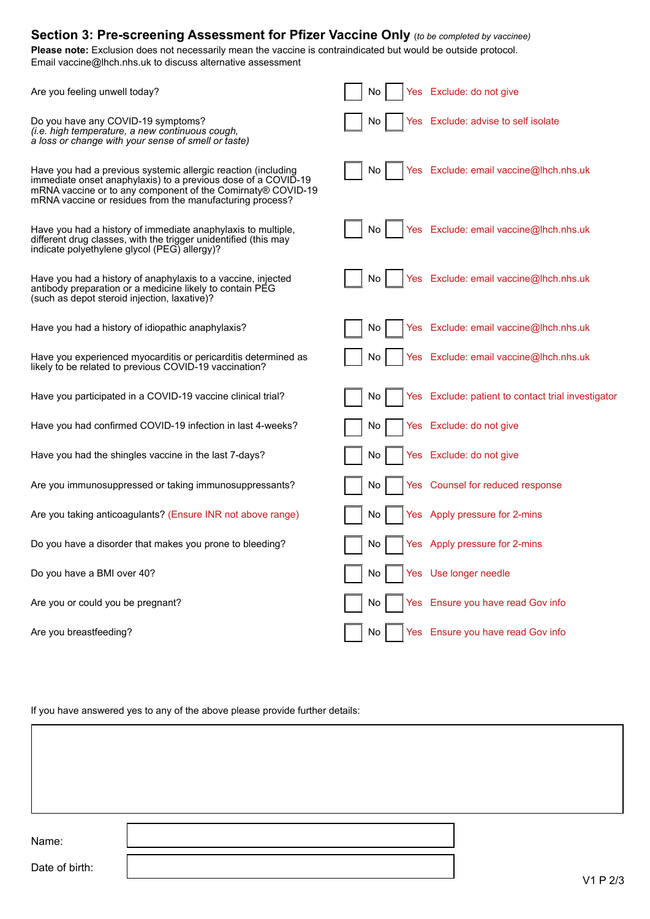## Section 3: Pre-screening Assessment for Pfizer Vaccine Only *(to be completed by vaccinee)*

**Please note:** Exclusion does not necessarily mean the vaccine is contraindicated but would be outside protocol. Email vaccine@lhch.nhs.uk to discuss alternative assessment

| Question | No | Yes | Action |
|---|---|---|---|
| Are you feeling unwell today? | ☐ No | ☐ Yes | Exclude: do not give |
| Do you have any COVID-19 symptoms? *(i.e. high temperature, a new continuous cough, a loss or change with your sense of smell or taste)* | ☐ No | ☐ Yes | Exclude: advise to self isolate |
| Have you had a previous systemic allergic reaction (including immediate onset anaphylaxis) to a previous dose of a COVID-19 mRNA vaccine or to any component of the Comirnaty® COVID-19 mRNA vaccine or residues from the manufacturing process? | ☐ No | ☐ Yes | Exclude: email vaccine@lhch.nhs.uk |
| Have you had a history of immediate anaphylaxis to multiple, different drug classes, with the trigger unidentified (this may indicate polyethylene glycol (PEG) allergy)? | ☐ No | ☐ Yes | Exclude: email vaccine@lhch.nhs.uk |
| Have you had a history of anaphylaxis to a vaccine, injected antibody preparation or a medicine likely to contain PEG (such as depot steroid injection, laxative)? | ☐ No | ☐ Yes | Exclude: email vaccine@lhch.nhs.uk |
| Have you had a history of idiopathic anaphylaxis? | ☐ No | ☐ Yes | Exclude: email vaccine@lhch.nhs.uk |
| Have you experienced myocarditis or pericarditis determined as likely to be related to previous COVID-19 vaccination? | ☐ No | ☐ Yes | Exclude: email vaccine@lhch.nhs.uk |
| Have you participated in a COVID-19 vaccine clinical trial? | ☐ No | ☐ Yes | Exclude: patient to contact trial investigator |
| Have you had confirmed COVID-19 infection in last 4-weeks? | ☐ No | ☐ Yes | Exclude: do not give |
| Have you had the shingles vaccine in the last 7-days? | ☐ No | ☐ Yes | Exclude: do not give |
| Are you immunosuppressed or taking immunosuppressants? | ☐ No | ☐ Yes | Counsel for reduced response |
| Are you taking anticoagulants? (Ensure INR not above range) | ☐ No | ☐ Yes | Apply pressure for 2-mins |
| Do you have a disorder that makes you prone to bleeding? | ☐ No | ☐ Yes | Apply pressure for 2-mins |
| Do you have a BMI over 40? | ☐ No | ☐ Yes | Use longer needle |
| Are you or could you be pregnant? | ☐ No | ☐ Yes | Ensure you have read Gov info |
| Are you breastfeeding? | ☐ No | ☐ Yes | Ensure you have read Gov info |

If you have answered yes to any of the above please provide further details:

Name:

Date of birth:

V1 P 2/3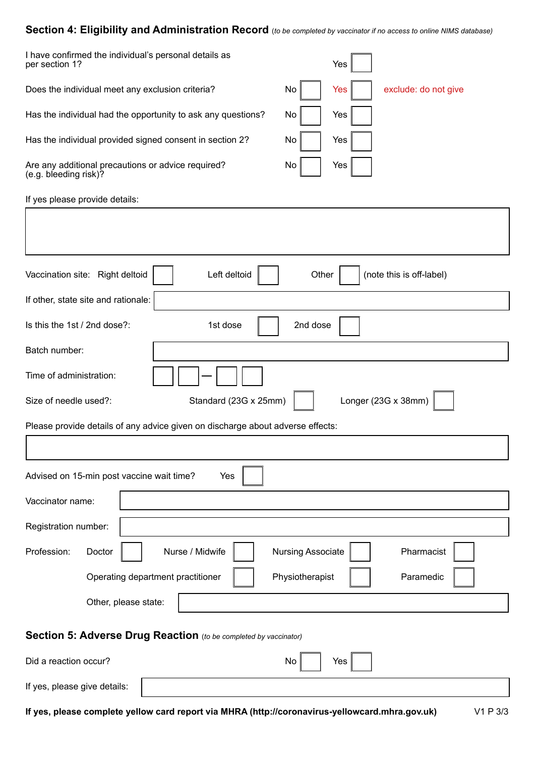## Section 4: Eligibility and Administration Record *(to be completed by vaccinator if no access to online NIMS database)*

I have confirmed the individual's personal details as per section 1? Yes ☐

Does the individual meet any exclusion criteria? No ☐ Yes ☐ exclude: do not give

Has the individual had the opportunity to ask any questions? No ☐ Yes ☐

Has the individual provided signed consent in section 2? No ☐ Yes ☐

Are any additional precautions or advice required? (e.g. bleeding risk)? No ☐ Yes ☐

If yes please provide details:

Vaccination site: Right deltoid ☐ Left deltoid ☐ Other ☐ (note this is off-label)

If other, state site and rationale:

Is this the 1st / 2nd dose?: 1st dose ☐ 2nd dose ☐

Batch number:

Time of administration: ☐☐ — ☐☐

Size of needle used?: Standard (23G x 25mm) ☐ Longer (23G x 38mm) ☐

Please provide details of any advice given on discharge about adverse effects:

Advised on 15-min post vaccine wait time? Yes ☐

Vaccinator name:

Registration number:

Profession: Doctor ☐ Nurse / Midwife ☐ Nursing Associate ☐ Pharmacist ☐

Operating department practitioner ☐ Physiotherapist ☐ Paramedic ☐

Other, please state:

## Section 5: Adverse Drug Reaction *(to be completed by vaccinator)*

Did a reaction occur? No ☐ Yes ☐

If yes, please give details:

**If yes, please complete yellow card report via MHRA (http://coronavirus-yellowcard.mhra.gov.uk)**

V1 P 3/3